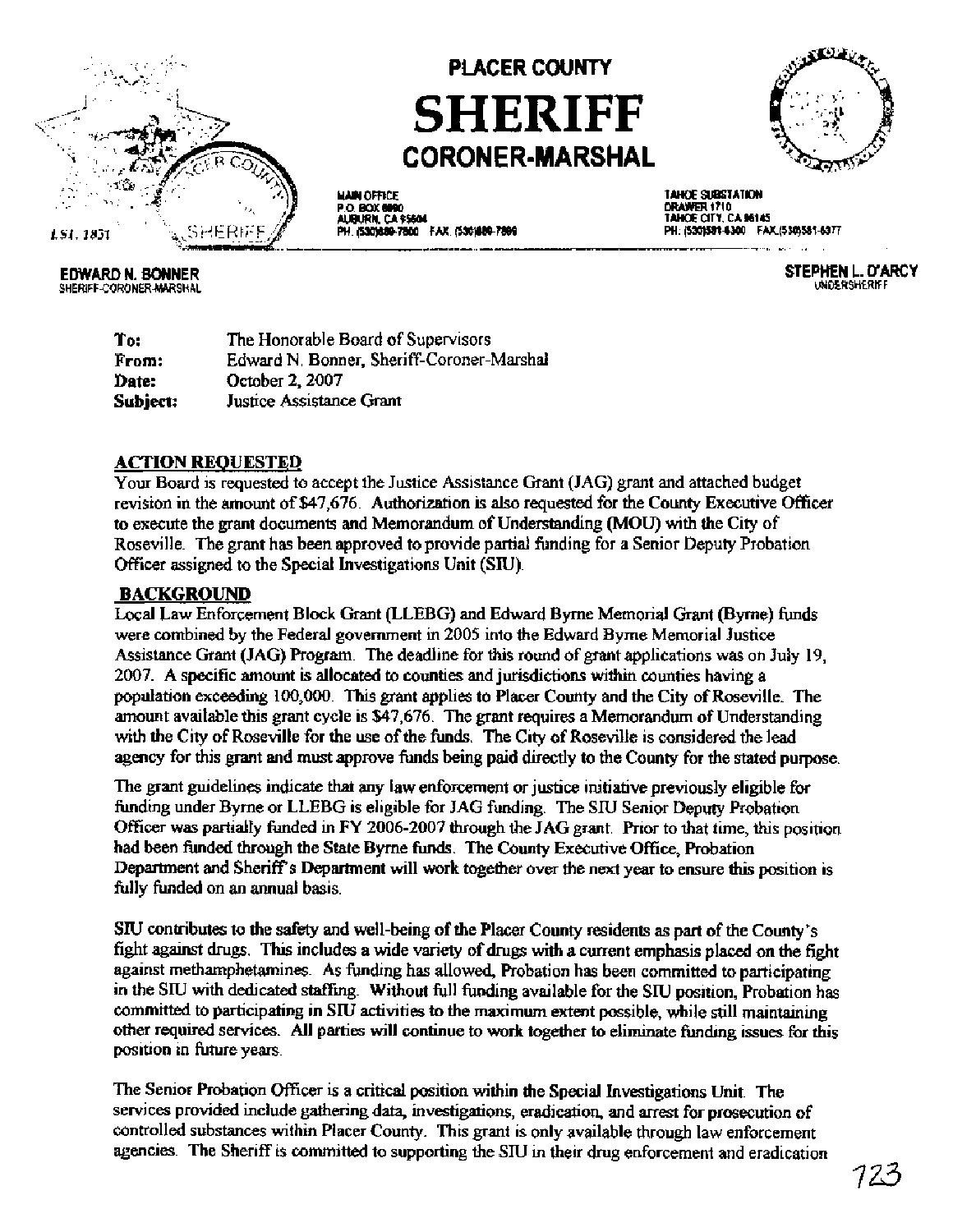# PLACER COUNTY
# SHERIFF
## CORONER-MARSHAL

EST. 1851

MAIN OFFICE
P.O. BOX 6990
AUBURN, CA 95604
PH. (530)889-7800 FAX (530)889-7899

TAHOE SUBSTATION
DRAWER 1710
TAHOE CITY, CA 96145
PH. (530)581-6300 FAX (530)581-6377

**EDWARD N. BONNER**
SHERIFF-CORONER-MARSHAL

**STEPHEN L. D'ARCY**
UNDERSHERIFF

**To:** The Honorable Board of Supervisors
**From:** Edward N. Bonner, Sheriff-Coroner-Marshal
**Date:** October 2, 2007
**Subject:** Justice Assistance Grant

## ACTION REQUESTED

Your Board is requested to accept the Justice Assistance Grant (JAG) grant and attached budget revision in the amount of $47,676. Authorization is also requested for the County Executive Officer to execute the grant documents and Memorandum of Understanding (MOU) with the City of Roseville. The grant has been approved to provide partial funding for a Senior Deputy Probation Officer assigned to the Special Investigations Unit (SIU).

## BACKGROUND

Local Law Enforcement Block Grant (LLEBG) and Edward Byrne Memorial Grant (Byrne) funds were combined by the Federal government in 2005 into the Edward Byrne Memorial Justice Assistance Grant (JAG) Program. The deadline for this round of grant applications was on July 19, 2007. A specific amount is allocated to counties and jurisdictions within counties having a population exceeding 100,000. This grant applies to Placer County and the City of Roseville. The amount available this grant cycle is $47,676. This grant requires a Memorandum of Understanding with the City of Roseville for the use of the funds. The City of Roseville is considered the lead agency for this grant and must approve funds being paid directly to the County for the stated purpose.

The grant guidelines indicate that any law enforcement or justice initiative previously eligible for funding under Byrne or LLEBG is eligible for JAG funding. The SIU Senior Deputy Probation Officer was partially funded in FY 2006-2007 through the JAG grant. Prior to that time, this position had been funded through the State Byrne funds. The County Executive Office, Probation Department and Sheriff's Department will work together over the next year to ensure this position is fully funded on an annual basis.

SIU contributes to the safety and well-being of the Placer County residents as part of the County's fight against drugs. This includes a wide variety of drugs with a current emphasis placed on the fight against methamphetamines. As funding has allowed, Probation has been committed to participating in the SIU with dedicated staffing. Without full funding available for the SIU position, Probation has committed to participating in SIU activities to the maximum extent possible, while still maintaining other required services. All parties will continue to work together to eliminate funding issues for this position in future years.

The Senior Probation Officer is a critical position within the Special Investigations Unit. The services provided include gathering data, investigations, eradication, and arrest for prosecution of controlled substances within Placer County. This grant is only available through law enforcement agencies. The Sheriff is committed to supporting the SIU in their drug enforcement and eradication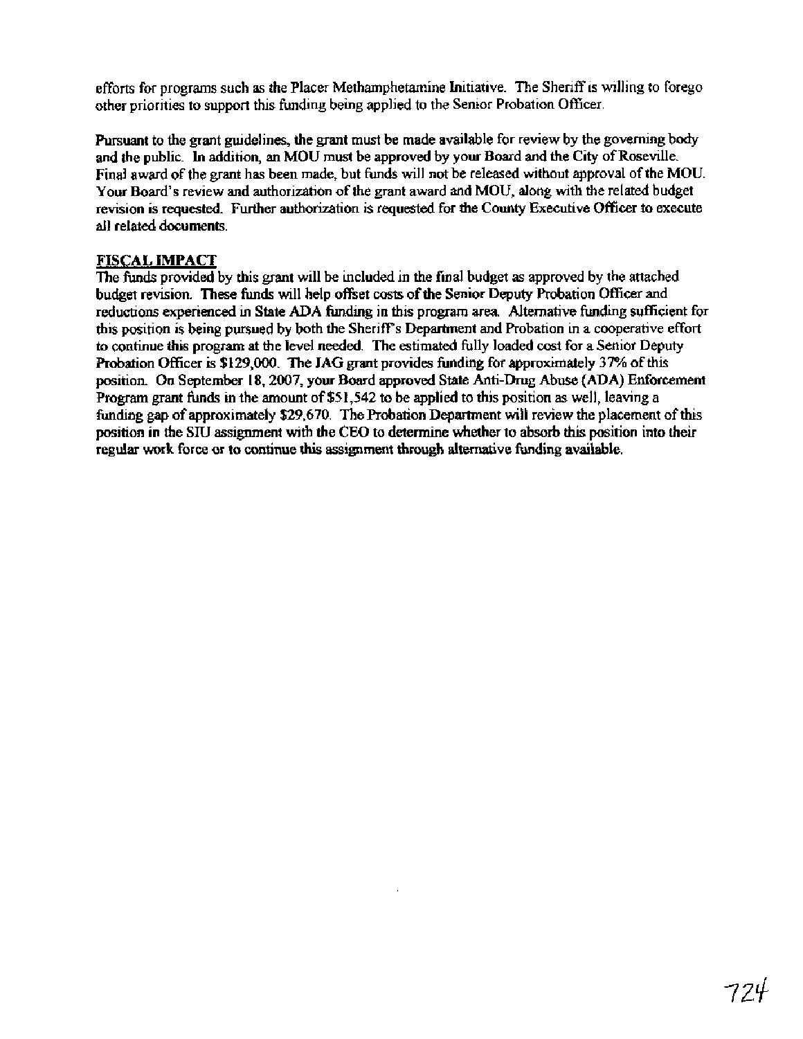efforts for programs such as the Placer Methamphetamine Initiative. The Sheriff is willing to forego other priorities to support this funding being applied to the Senior Probation Officer.

Pursuant to the grant guidelines, the grant must be made available for review by the governing body and the public. In addition, an MOU must be approved by your Board and the City of Roseville. Final award of the grant has been made, but funds will not be released without approval of the MOU. Your Board's review and authorization of the grant award and MOU, along with the related budget revision is requested. Further authorization is requested for the County Executive Officer to execute all related documents.

## FISCAL IMPACT

The funds provided by this grant will be included in the final budget as approved by the attached budget revision. These funds will help offset costs of the Senior Deputy Probation Officer and reductions experienced in State ADA funding in this program area. Alternative funding sufficient for this position is being pursued by both the Sheriff's Department and Probation in a cooperative effort to continue this program at the level needed. The estimated fully loaded cost for a Senior Deputy Probation Officer is $129,000. The JAG grant provides funding for approximately 37% of this position. On September 18, 2007, your Board approved State Anti-Drug Abuse (ADA) Enforcement Program grant funds in the amount of $51,542 to be applied to this position as well, leaving a funding gap of approximately $29,670. The Probation Department will review the placement of this position in the SIU assignment with the CEO to determine whether to absorb this position into their regular work force or to continue this assignment through alternative funding available.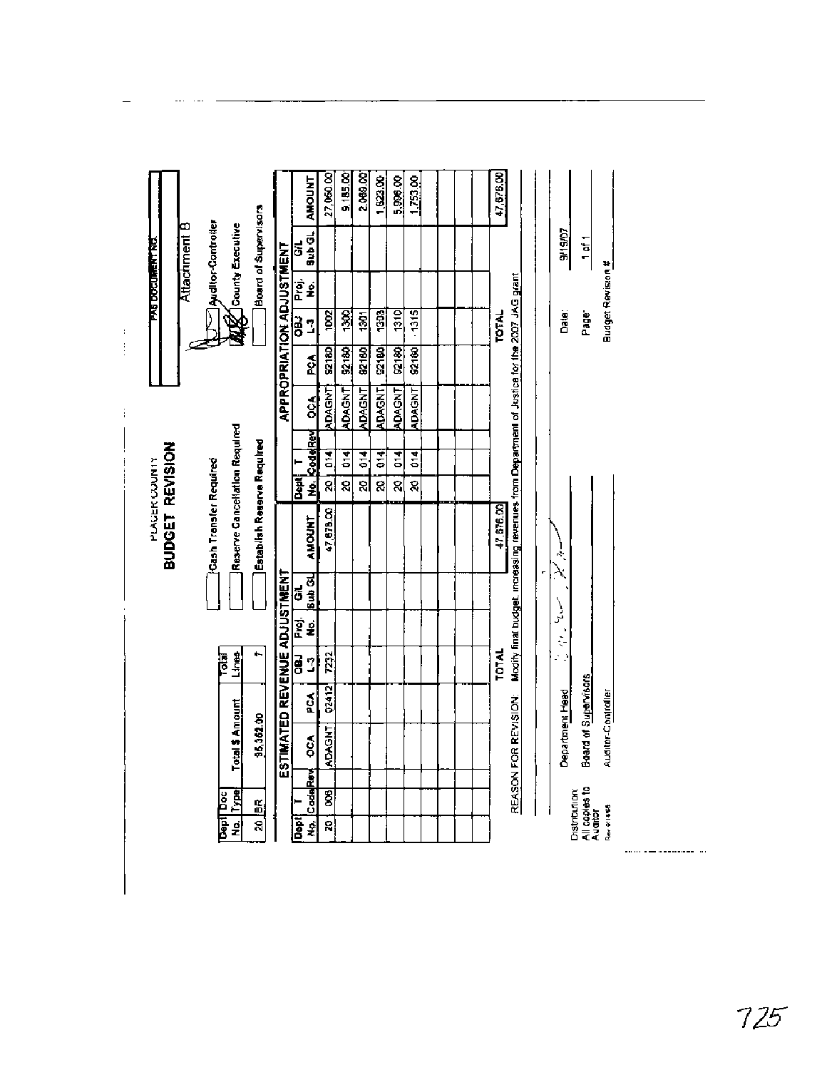PAS DOCUMENT NO.

Attachment B

PLACER COUNTY

# BUDGET REVISION

| Dept No. | Doc Type | Total $ Amount | Total Lines |
|---|---|---|---|
| 20 | BR | 95,352.00 | 7 |

☐ Cash Transfer Required

☐ Reserve Cancellation Required

☐ Establish Reserve Required

☑ Auditor-Controller

☑ County Executive

☐ Board of Supervisors

| ESTIMATED REVENUE ADJUSTMENT | | | | | | | | APPROPRIATION ADJUSTMENT | | | | | | | |
|---|---|---|---|---|---|---|---|---|---|---|---|---|---|---|---|
| Dept No. | T Code Rev | OCA | PCA | OBJ L-3 | Proj. No. | G/L Sub GL | AMOUNT | Dept No. | T Code Rev | OCA | PCA | OBJ L-3 | Proj. No. | G/L Sub GL | AMOUNT |
| 20 | 006 | ADAGNT | 02412 | 7232 | | | 47,676.00 | 20 | 014 | ADAGNT | 92180 | 1002 | | | 27,050.00 |
| | | | | | | | | 20 | 014 | ADAGNT | 92180 | 1300 | | | 9,185.00 |
| | | | | | | | | 20 | 014 | ADAGNT | 92180 | 1301 | | | 2,068.00 |
| | | | | | | | | 20 | 014 | ADAGNT | 92180 | 1303 | | | 1,623.00 |
| | | | | | | | | 20 | 014 | ADAGNT | 92180 | 1310 | | | 5,996.00 |
| | | | | | | | | 20 | 014 | ADAGNT | 92180 | 1315 | | | 1,753.00 |
| | | | | TOTAL | | | 47,676.00 | | | | | TOTAL | | | 47,676.00 |

REASON FOR REVISION: Modify final budget, increasing revenues from Department of Justice for the 2007 JAG grant

Department Head — Date: 9/19/07

Board of Supervisors — Page: 1 of 1

Auditor-Controller — Budget Revision #

Distribution: All copies to Auditor

725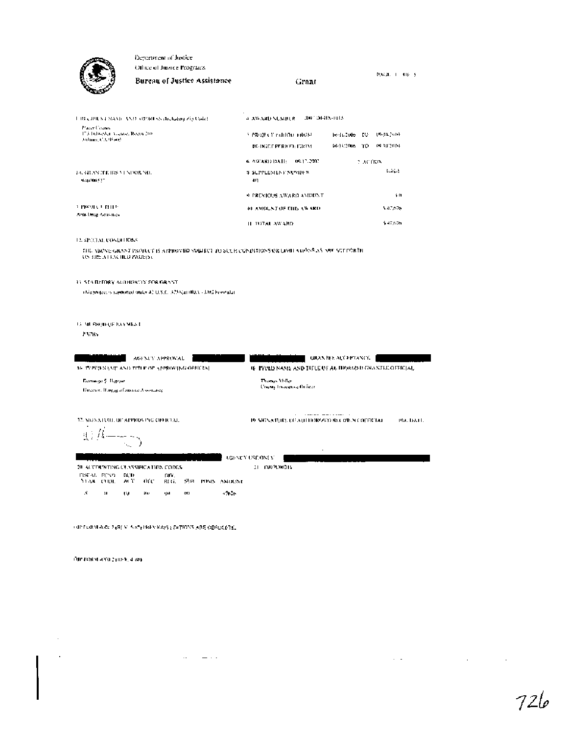Department of Justice

Office of Justice Programs

**Bureau of Justice Assistance**

# Grant

PAGE 1 OF 5

1. RECIPIENT NAME AND ADDRESS (Including Zip Code)

Placer County
175 Fulweiler Avenue, Room 200
Auburn, CA 95603

4. AWARD NUMBER: 2007-DJ-BX-1015

5. PROJECT PERIOD: FROM 10/01/2006 TO 09/30/2010

BUDGET PERIOD: FROM 10/01/2006 TO 09/30/2010

6. AWARD DATE: 09/17/2007

7. ACTION: Initial

1A. GRANTEE IRS/VENDOR NO.

946000527

8. SUPPLEMENT NUMBER

00

9. PREVIOUS AWARD AMOUNT: $ 0

3. PROJECT TITLE

Anti-Drug Activities

10. AMOUNT OF THIS AWARD: $ 47,626

11. TOTAL AWARD: $ 47,626

12. SPECIAL CONDITIONS

THE ABOVE GRANT PROJECT IS APPROVED SUBJECT TO SUCH CONDITIONS OR LIMITATIONS AS ARE SET FORTH ON THE ATTACHED PAGE(S).

13. STATUTORY AUTHORITY FOR GRANT

This project is supported under 42 U.S.C. 3751(a) (BJA - JAG Formula)

15. METHOD OF PAYMENT

PAPRS

| AGENCY APPROVAL | GRANTEE ACCEPTANCE |
|---|---|
| 16. TYPED NAME AND TITLE OF APPROVING OFFICIAL | 18. TYPED NAME AND TITLE OF AUTHORIZED GRANTEE OFFICIAL |
| Domingo S. Herraiz<br>Director, Bureau of Justice Assistance | Thomas Miller<br>County Executive Officer |
| 17. SIGNATURE OF APPROVING OFFICIAL | 19. SIGNATURE OF AUTHORIZED RECIPIENT OFFICIAL &nbsp;&nbsp; 19A. DATE |

AGENCY USE ONLY

20. ACCOUNTING CLASSIFICATION CODES

21. DJ07500215

| FISCAL YEAR | FUND CODE | BUD. ACT. | OFC. | DIV. REG. | SUB. | POMS | AMOUNT |
|---|---|---|---|---|---|---|---|
| X | B | DJ | 80 | 00 | 00 | | 47626 |

OJP FORM 4000/2 (REV. 5-87) PREVIOUS EDITIONS ARE OBSOLETE.

OJP FORM 4000/2 (REV. 4-88)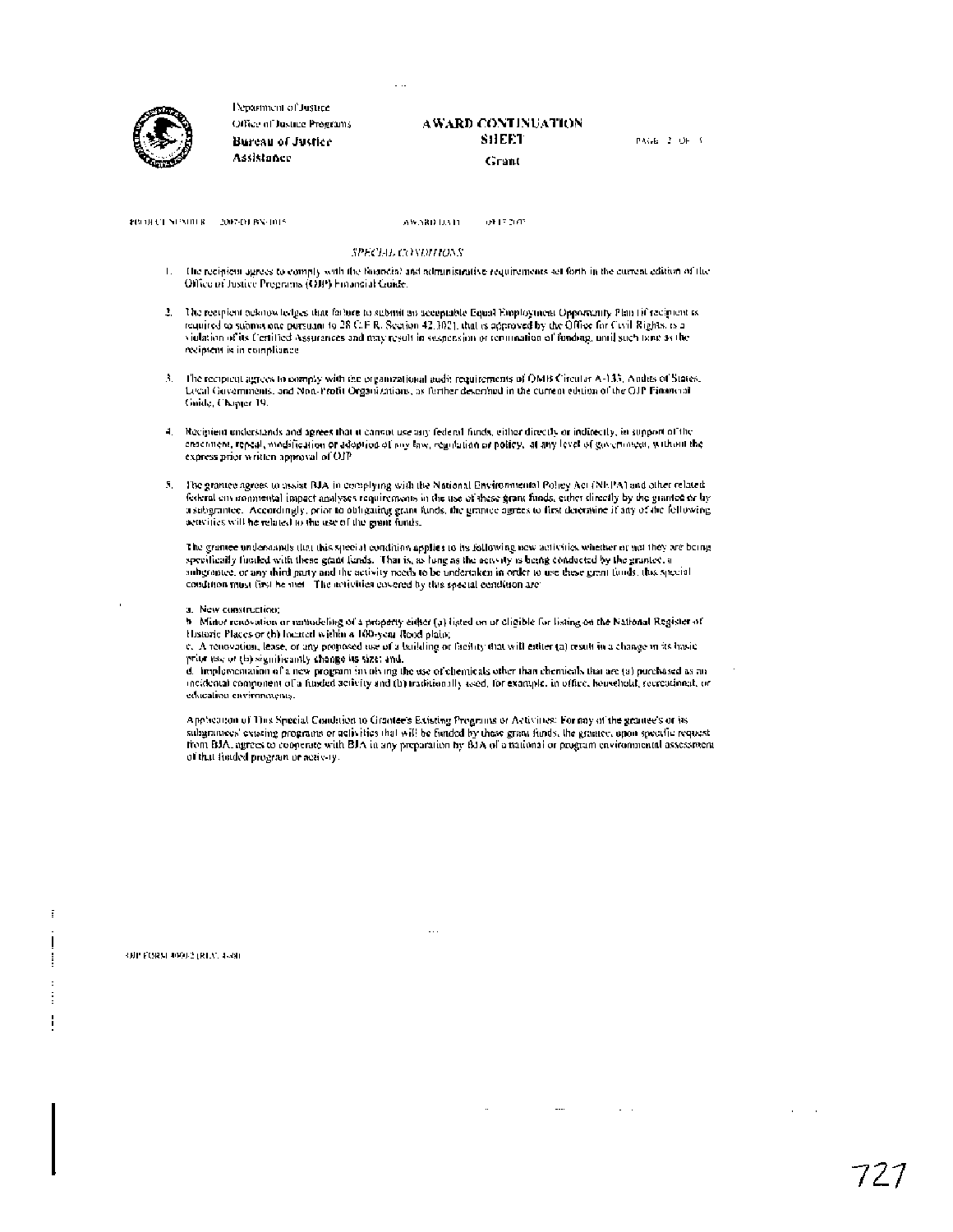Department of Justice
Office of Justice Programs
**Bureau of Justice Assistance**

**AWARD CONTINUATION SHEET**
**Grant**

PAGE 2 OF 3

PROJECT NUMBER 2007-DJ-BX-1015 AWARD DATE 09/17/2007

*SPECIAL CONDITIONS*

1. The recipient agrees to comply with the financial and administrative requirements set forth in the current edition of the Office of Justice Programs (OJP) Financial Guide.

2. The recipient acknowledges that failure to submit an acceptable Equal Employment Opportunity Plan (if recipient is required to submit one pursuant to 28 C.F.R. Section 42.302), that is approved by the Office for Civil Rights, is a violation of its Certified Assurances and may result in suspension or termination of funding, until such time as the recipient is in compliance.

3. The recipient agrees to comply with the organizational audit requirements of OMB Circular A-133, Audits of States, Local Governments, and Non-Profit Organizations, as further described in the current edition of the OJP Financial Guide, Chapter 19.

4. Recipient understands and agrees that it cannot use any federal funds, either directly or indirectly, in support of the enactment, repeal, modification or adoption of any law, regulation or policy, at any level of government, without the express prior written approval of OJP.

5. The grantee agrees to assist BJA in complying with the National Environmental Policy Act (NEPA) and other related federal environmental impact analyses requirements in the use of these grant funds, either directly by the grantee or by a subgrantee. Accordingly, prior to obligating grant funds, the grantee agrees to first determine if any of the following activities will be related to the use of the grant funds.

   The grantee understands that this special condition applies to its following new activities whether or not they are being specifically funded with these grant funds. That is, as long as the activity is being conducted by the grantee, a subgrantee, or any third party and the activity needs to be undertaken in order to use these grant funds, this special condition must first be met. The activities covered by this special condition are:

   a. New construction;
   b. Minor renovation or remodeling of a property either (a) listed on or eligible for listing on the National Register of Historic Places or (b) located within a 100-year flood plain;
   c. A renovation, lease, or any proposed use of a building or facility that will either (a) result in a change in its basic prior use or (b) significantly change its size; and,
   d. Implementation of a new program involving the use of chemicals other than chemicals that are (a) purchased as an incidental component of a funded activity and (b) traditionally used, for example, in office, household, recreational, or education environments.

   Application of This Special Condition to Grantee's Existing Programs or Activities: For any of the grantee's or its subgrantees' existing programs or activities that will be funded by these grant funds, the grantee, upon specific request from BJA, agrees to cooperate with BJA in any preparation by BJA of a national or program environmental assessment of that funded program or activity.

OJP FORM 4000/2 (REV. 4-88)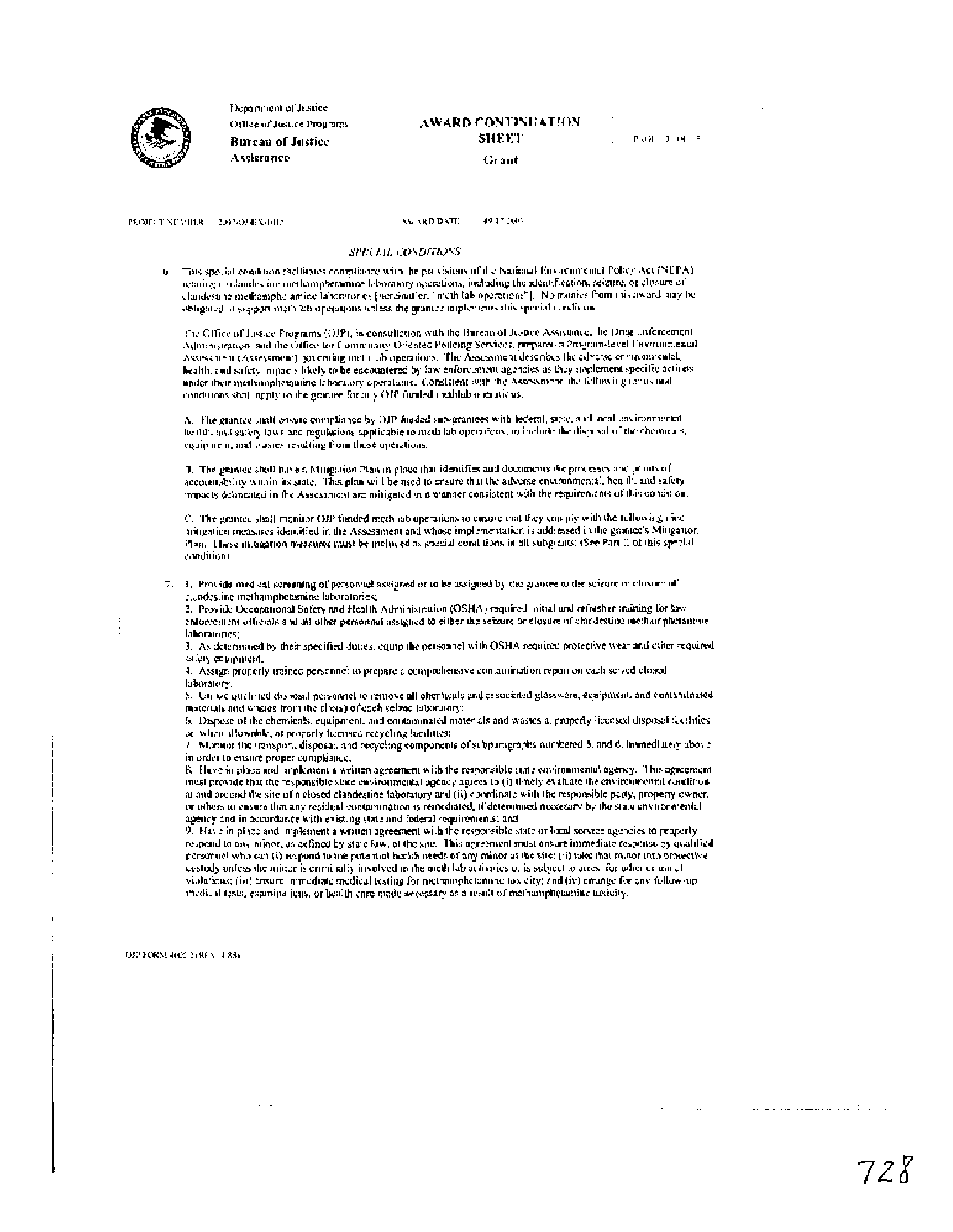Department of Justice
Office of Justice Programs
**Bureau of Justice Assistance**

**AWARD CONTINUATION SHEET**

Grant

PROJECT NUMBER 2007-DJ-BX-0102    AWARD DATE 09/17/2007

*SPECIAL CONDITIONS*

6. This special condition facilitates compliance with the provisions of the National Environmental Policy Act (NEPA) relating to clandestine methamphetamine laboratory operations, including the identification, seizure, or closure of clandestine methamphetamine laboratories (hereinafter, "meth lab operations"). No monies from this award may be obligated to support meth lab operations unless the grantee implements this special condition.

The Office of Justice Programs (OJP), in consultation with the Bureau of Justice Assistance, the Drug Enforcement Administration, and the Office for Community Oriented Policing Services, prepared a Program-Level Environmental Assessment (Assessment) governing meth lab operations. The Assessment describes the adverse environmental, health, and safety impacts likely to be encountered by law enforcement agencies as they implement specific actions under their methamphetamine laboratory operations. Consistent with the Assessment, the following terms and conditions shall apply to the grantee for any OJP funded methlab operations:

A. The grantee shall ensure compliance by OJP funded sub-grantees with federal, state, and local environmental, health, and safety laws and regulations applicable to meth lab operations, to include the disposal of the chemicals, equipment, and wastes resulting from those operations.

B. The grantee shall have a Mitigation Plan in place that identifies and documents the processes and points of accountability within its state. This plan will be used to ensure that the adverse environmental, health, and safety impacts delineated in the Assessment are mitigated in a manner consistent with the requirements of this condition.

C. The grantee shall monitor OJP funded meth lab operations to ensure that they comply with the following nine mitigation measures identified in the Assessment and whose implementation is addressed in the grantee's Mitigation Plan. These mitigation measures must be included as special conditions in all subgrants: (See Part II of this special condition)

7. 1. Provide medical screening of personnel assigned or to be assigned by the grantee to the seizure or closure of clandestine methamphetamine laboratories;
2. Provide Occupational Safety and Health Administration (OSHA) required initial and refresher training for law enforcement officials and all other personnel assigned to either the seizure or closure of clandestine methamphetamine laboratories;
3. As determined by their specified duties, equip the personnel with OSHA required protective wear and other required safety equipment.
4. Assign properly trained personnel to prepare a comprehensive contamination report on each seized/closed laboratory.
5. Utilize qualified disposal personnel to remove all chemicals and associated glassware, equipment, and contaminated materials and wastes from the site(s) of each seized laboratory;
6. Dispose of the chemicals, equipment, and contaminated materials and wastes at properly licensed disposal facilities or, when allowable, at properly licensed recycling facilities;
7. Monitor the transport, disposal, and recycling components of subparagraphs numbered 5. and 6. immediately above in order to ensure proper compliance.
8. Have in place and implement a written agreement with the responsible state environmental agency. This agreement must provide that the responsible state environmental agency agrees to (i) timely evaluate the environmental condition at and around the site of a closed clandestine laboratory and (ii) coordinate with the responsible party, property owner, or others to ensure that any residual contamination is remediated, if determined necessary by the state environmental agency and in accordance with existing state and federal requirements; and
9. Have in place and implement a written agreement with the responsible state or local service agencies to properly respond to any minor, as defined by state law, at the site. This agreement must ensure immediate response by qualified personnel who can (i) respond to the potential health needs of any minor at the site; (ii) take that minor into protective custody unless the minor is criminally involved in the meth lab activities or is subject to arrest for other criminal violations; (iii) ensure immediate medical testing for methamphetamine toxicity; and (iv) arrange for any follow-up medical tests, examinations, or health care made necessary as a result of methamphetamine toxicity.

OJP FORM 4000/2 (REV. 4-88)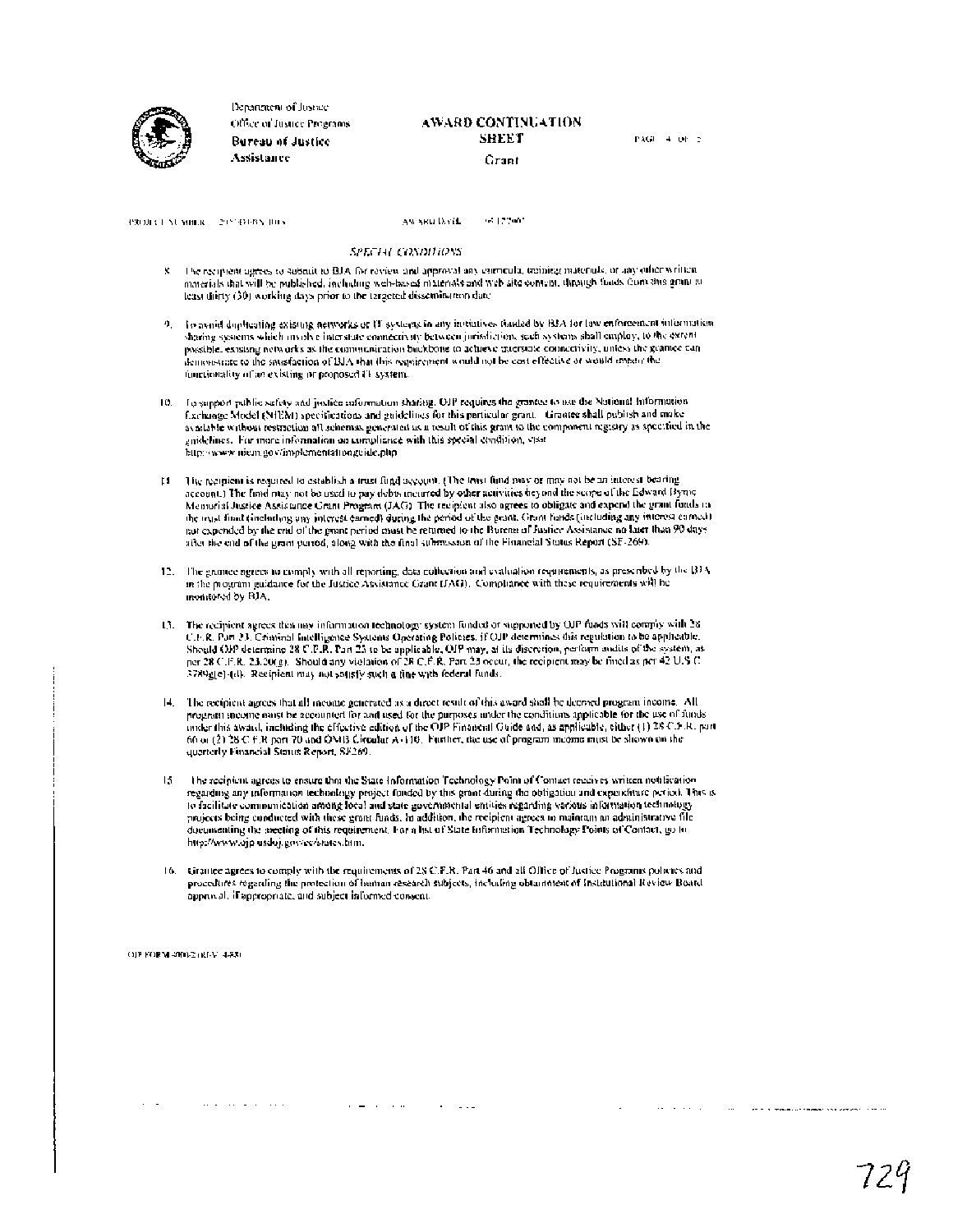Department of Justice
Office of Justice Programs
**Bureau of Justice Assistance**

**AWARD CONTINUATION SHEET**
Grant

PAGE 4 OF 5

PROJECT NUMBER 2007-DJ-BX-1014 AWARD DATE 09/17/2007

### *SPECIAL CONDITIONS*

8. The recipient agrees to submit to BJA for review and approval any curricula, training materials, or any other written materials that will be published, including web-based materials and web site content, through funds from this grant at least thirty (30) working days prior to the targeted dissemination date.

9. To avoid duplicating existing networks or IT systems in any initiatives funded by BJA for law enforcement information sharing systems which involve interstate connectivity between jurisdictions, such systems shall employ, to the extent possible, existing networks as the communication backbone to achieve interstate connectivity, unless the grantee can demonstrate to the satisfaction of BJA that this requirement would not be cost effective or would impair the functionality of an existing or proposed IT system.

10. To support public safety and justice information sharing, OJP requires the grantee to use the National Information Exchange Model (NIEM) specifications and guidelines for this particular grant. Grantee shall publish and make available without restriction all schemas generated as a result of this grant to the component registry as specified in the guidelines. For more information on compliance with this special condition, visit http://www.niem.gov/implementationguide.php.

11. The recipient is required to establish a trust fund account. (The trust fund may or may not be an interest bearing account.) The fund may not be used to pay debts incurred by other activities beyond the scope of the Edward Byrne Memorial Justice Assistance Grant Program (JAG). The recipient also agrees to obligate and expend the grant funds in the trust fund (including any interest earned) during the period of the grant. Grant funds (including any interest earned) not expended by the end of the grant period must be returned to the Bureau of Justice Assistance no later than 90 days after the end of the grant period, along with the final submission of the Financial Status Report (SF-269).

12. The grantee agrees to comply with all reporting, data collection and evaluation requirements, as prescribed by the BJA in the program guidance for the Justice Assistance Grant (JAG). Compliance with these requirements will be monitored by BJA.

13. The recipient agrees that any information technology system funded or supported by OJP funds will comply with 28 C.F.R. Part 23, Criminal Intelligence Systems Operating Policies, if OJP determines this regulation to be applicable. Should OJP determine 28 C.F.R. Part 23 to be applicable, OJP may, at its discretion, perform audits of the system, as per 28 C.F.R. 23.20(g). Should any violation of 28 C.F.R. Part 23 occur, the recipient may be fined as per 42 U.S.C. 3789g(c)-(d). Recipient may not satisfy such a fine with federal funds.

14. The recipient agrees that all income generated as a direct result of this award shall be deemed program income. All program income must be accounted for and used for the purposes under the conditions applicable for the use of funds under this award, including the effective edition of the OJP Financial Guide and, as applicable, either (1) 28 C.F.R. part 66 or (2) 28 C.F.R part 70 and OMB Circular A-110. Further, the use of program income must be shown on the quarterly Financial Status Report, SF269.

15. The recipient agrees to ensure that the State Information Technology Point of Contact receives written notification regarding any information technology project funded by this grant during the obligation and expenditure period. This is to facilitate communication among local and state governmental entities regarding various information technology projects being conducted with these grant funds. In addition, the recipient agrees to maintain an administrative file documenting the meeting of this requirement. For a list of State Information Technology Points of Contact, go to http://www.ojp.usdoj.gov/ec/states.htm.

16. Grantee agrees to comply with the requirements of 28 C.F.R. Part 46 and all Office of Justice Programs policies and procedures regarding the protection of human research subjects, including obtainment of Institutional Review Board approval, if appropriate, and subject informed consent.

OJP FORM 4000/2 (REV. 4-88)

729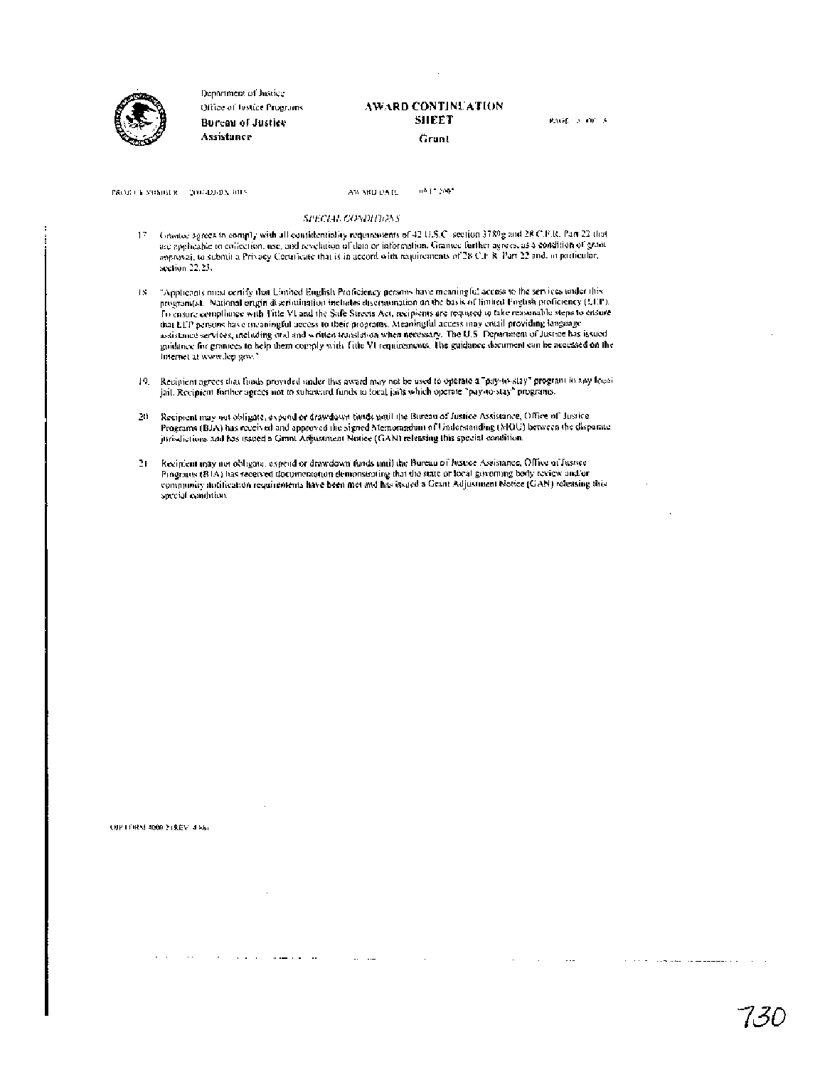Department of Justice
Office of Justice Programs
**Bureau of Justice Assistance**

**AWARD CONTINUATION SHEET**
Grant

PAGE 5 OF 5

PROJECT NUMBER 2007-DJ-BX-0115 AWARD DATE 08/17/2007

*SPECIAL CONDITIONS*

17. Grantee agrees to comply with all confidentiality requirements of 42 U.S.C. section 3789g and 28 C.F.R. Part 22 that are applicable to collection, use, and revelation of data or information. Grantee further agrees, as a condition of grant approval, to submit a Privacy Certificate that is in accord with requirements of 28 C.F.R. Part 22 and, in particular, section 22.23.

18. "Applicants must certify that Limited English Proficiency persons have meaningful access to the services under this program(s). National origin discrimination includes discrimination on the basis of limited English proficiency (LEP). To ensure compliance with Title VI and the Safe Streets Act, recipients are required to take reasonable steps to ensure that LEP persons have meaningful access to their programs. Meaningful access may entail providing language assistance services, including oral and written translation when necessary. The U.S. Department of Justice has issued guidance for grantees to help them comply with Title VI requirements. The guidance document can be accessed on the Internet at www.lep.gov."

19. Recipient agrees that funds provided under this award may not be used to operate a "pay-to-stay" program in any local jail. Recipient further agrees not to subaward funds to local jails which operate "pay-to-stay" programs.

20. Recipient may not obligate, expend or drawdown funds until the Bureau of Justice Assistance, Office of Justice Programs (BJA) has received and approved the signed Memorandum of Understanding (MOU) between the disparate jurisdictions and has issued a Grant Adjustment Notice (GAN) releasing this special condition.

21. Recipient may not obligate, expend or drawdown funds until the Bureau of Justice Assistance, Office of Justice Programs (BJA) has received documentation demonstrating that the state or local governing body review and/or community notification requirements have been met and has issued a Grant Adjustment Notice (GAN) releasing this special condition.

OJP FORM 4000/2 (REV. 4-88)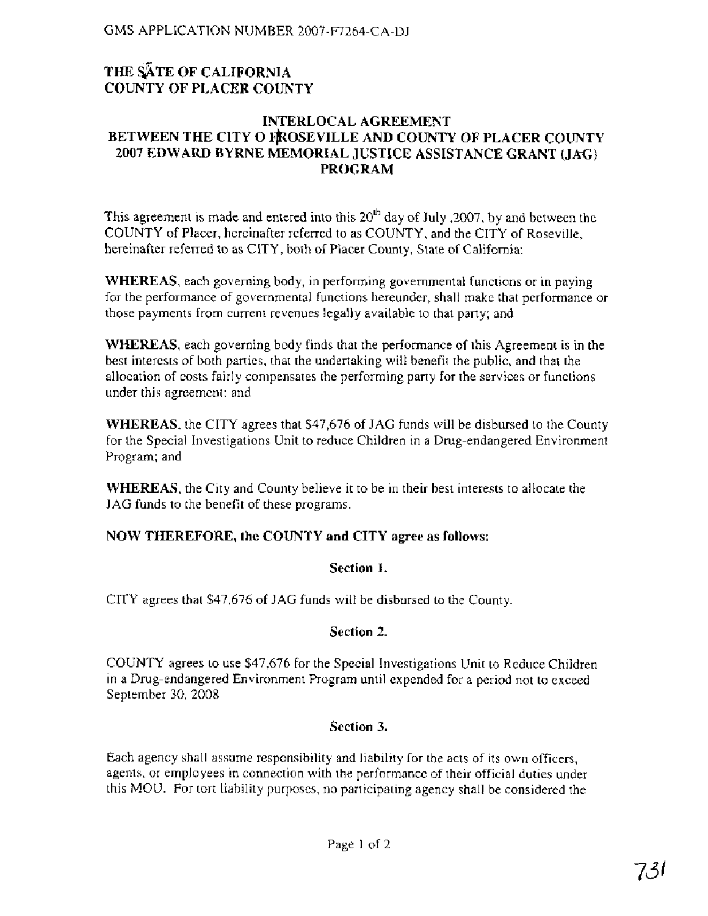GMS APPLICATION NUMBER 2007-F7264-CA-DJ

**THE SATE OF CALIFORNIA**
**COUNTY OF PLACER COUNTY**

**INTERLOCAL AGREEMENT**
**BETWEEN THE CITY O FROSEVILLE AND COUNTY OF PLACER COUNTY**
**2007 EDWARD BYRNE MEMORIAL JUSTICE ASSISTANCE GRANT (JAG) PROGRAM**

This agreement is made and entered into this 20th day of July ,2007, by and between the COUNTY of Placer, hereinafter referred to as COUNTY, and the CITY of Roseville, hereinafter referred to as CITY, both of Placer County, State of California:

**WHEREAS**, each governing body, in performing governmental functions or in paying for the performance of governmental functions hereunder, shall make that performance or those payments from current revenues legally available to that party; and

**WHEREAS**, each governing body finds that the performance of this Agreement is in the best interests of both parties, that the undertaking will benefit the public, and that the allocation of costs fairly compensates the performing party for the services or functions under this agreement: and

**WHEREAS**, the CITY agrees that $47,676 of JAG funds will be disbursed to the County for the Special Investigations Unit to reduce Children in a Drug-endangered Environment Program; and

**WHEREAS**, the City and County believe it to be in their best interests to allocate the JAG funds to the benefit of these programs.

**NOW THEREFORE, the COUNTY and CITY agree as follows:**

**Section 1.**

CITY agrees that $47,676 of JAG funds will be disbursed to the County.

**Section 2.**

COUNTY agrees to use $47,676 for the Special Investigations Unit to Reduce Children in a Drug-endangered Environment Program until expended for a period not to exceed September 30, 2008

**Section 3.**

Each agency shall assume responsibility and liability for the acts of its own officers, agents, or employees in connection with the performance of their official duties under this MOU. For tort liability purposes, no participating agency shall be considered the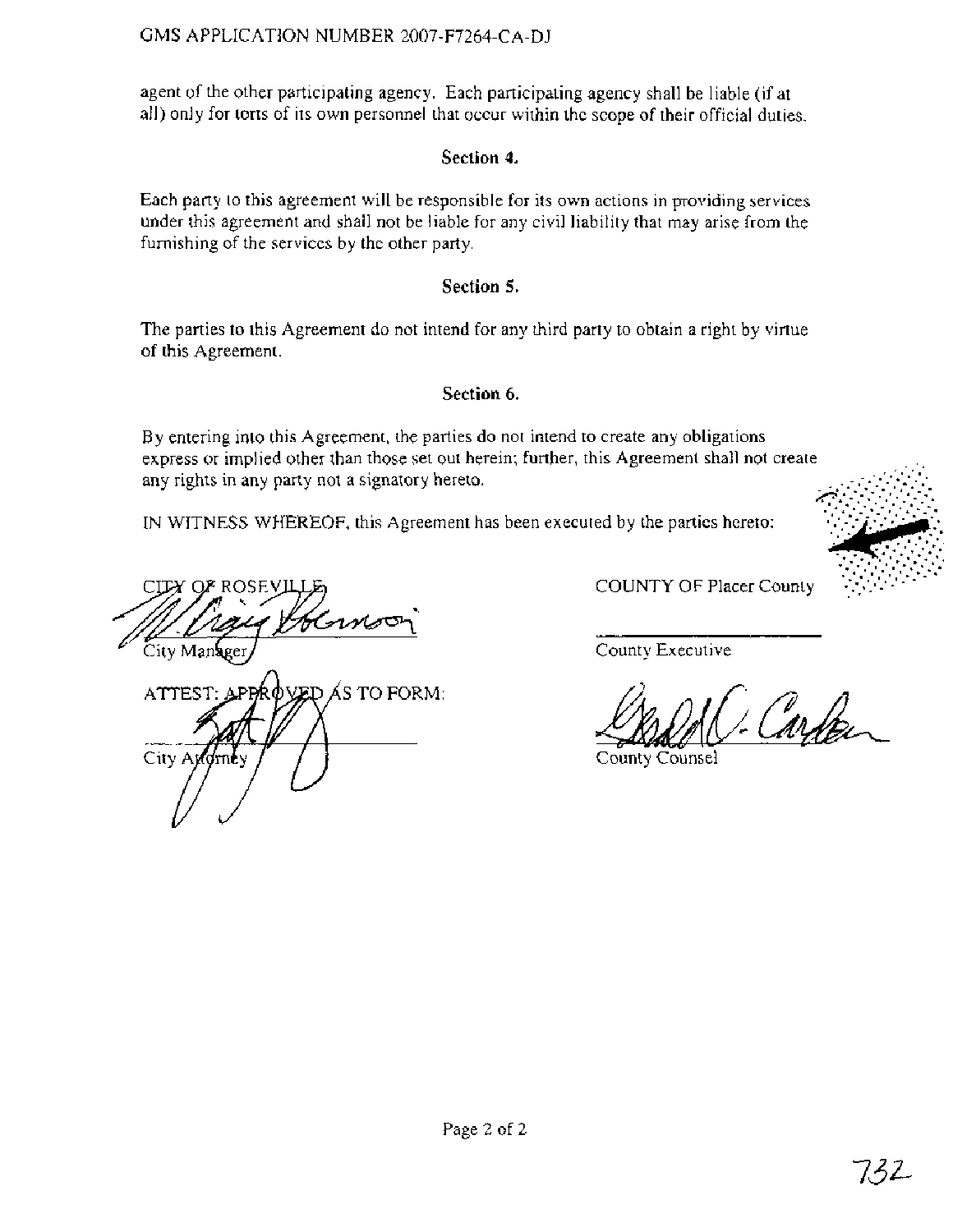agent of the other participating agency. Each participating agency shall be liable (if at all) only for torts of its own personnel that occur within the scope of their official duties.

**Section 4.**

Each party to this agreement will be responsible for its own actions in providing services under this agreement and shall not be liable for any civil liability that may arise from the furnishing of the services by the other party.

**Section 5.**

The parties to this Agreement do not intend for any third party to obtain a right by virtue of this Agreement.

**Section 6.**

By entering into this Agreement, the parties do not intend to create any obligations express or implied other than those set out herein; further, this Agreement shall not create any rights in any party not a signatory hereto.

IN WITNESS WHEREOF, this Agreement has been executed by the parties hereto:

CITY OF ROSEVILLE

City Manager

ATTEST: APPROVED AS TO FORM:

City Attorney

COUNTY OF Placer County

County Executive

County Counsel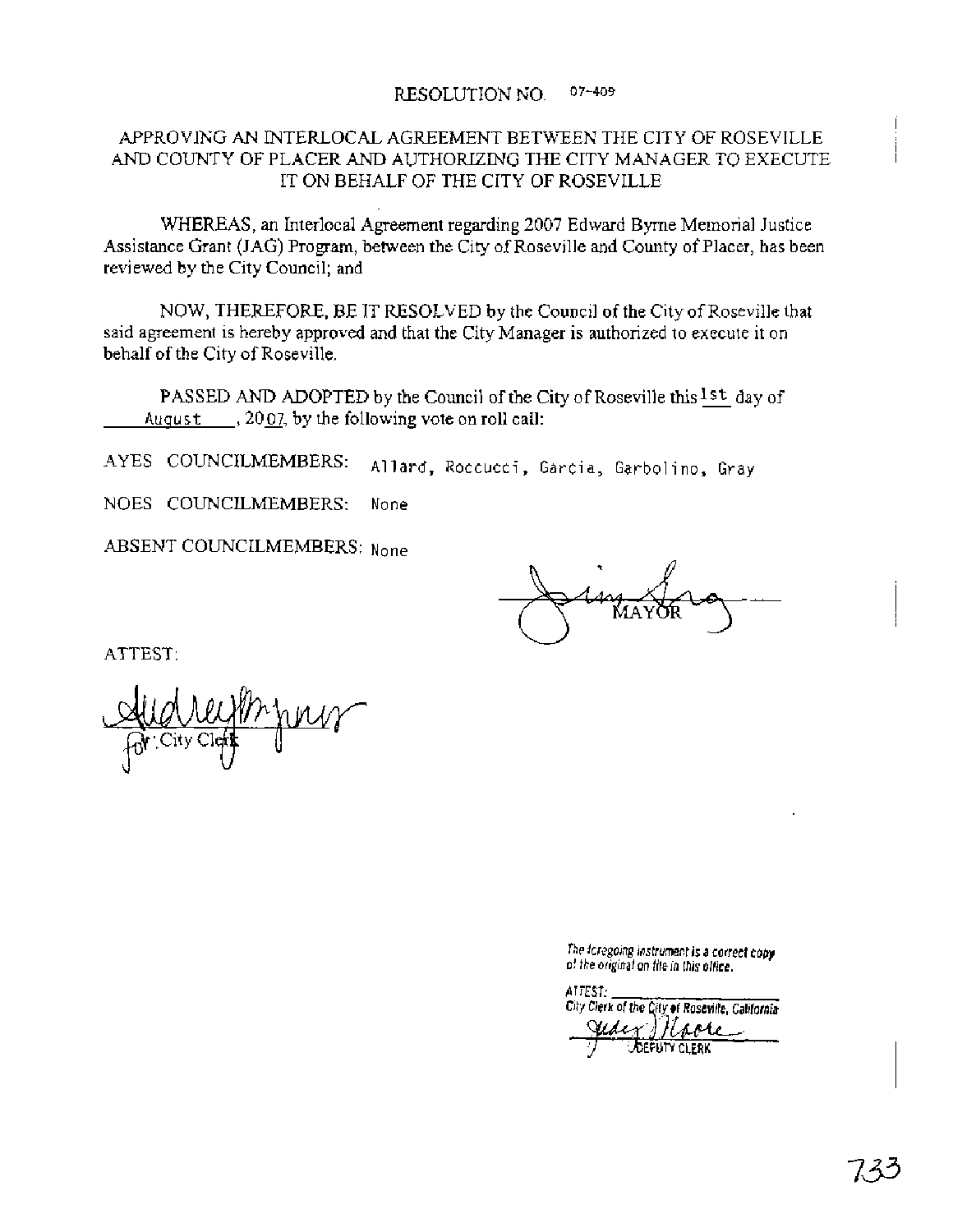RESOLUTION NO. 07-409

# APPROVING AN INTERLOCAL AGREEMENT BETWEEN THE CITY OF ROSEVILLE AND COUNTY OF PLACER AND AUTHORIZING THE CITY MANAGER TO EXECUTE IT ON BEHALF OF THE CITY OF ROSEVILLE

WHEREAS, an Interlocal Agreement regarding 2007 Edward Byrne Memorial Justice Assistance Grant (JAG) Program, between the City of Roseville and County of Placer, has been reviewed by the City Council; and

NOW, THEREFORE, BE IT RESOLVED by the Council of the City of Roseville that said agreement is hereby approved and that the City Manager is authorized to execute it on behalf of the City of Roseville.

PASSED AND ADOPTED by the Council of the City of Roseville this 1st day of August, 2007, by the following vote on roll call:

AYES COUNCILMEMBERS: Allard, Roccucci, Garcia, Garbolino, Gray

NOES COUNCILMEMBERS: None

ABSENT COUNCILMEMBERS: None

MAYOR

ATTEST:

for: City Clerk

*The foregoing instrument is a correct copy of the original on file in this office.*

*ATTEST:*
*City Clerk of the City of Roseville, California*

DEPUTY CLERK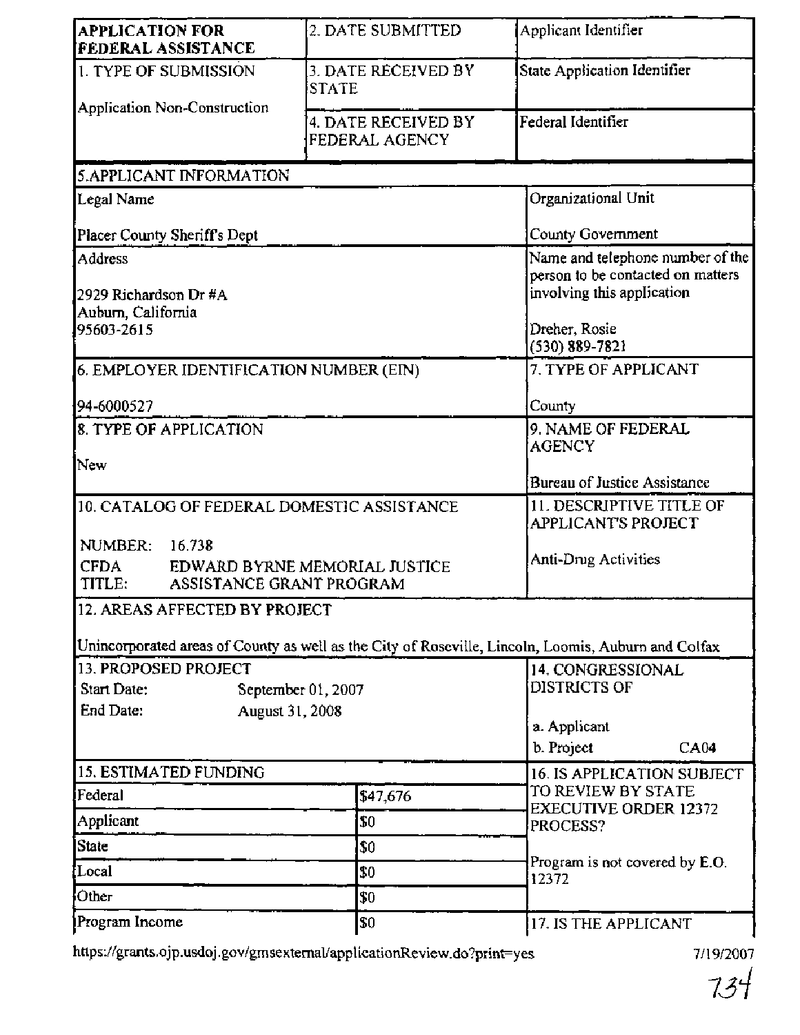| APPLICATION FOR FEDERAL ASSISTANCE | 2. DATE SUBMITTED | Applicant Identifier |
|---|---|---|
| 1. TYPE OF SUBMISSION<br><br>Application Non-Construction | 3. DATE RECEIVED BY STATE | State Application Identifier |
| | 4. DATE RECEIVED BY FEDERAL AGENCY | Federal Identifier |

| 5.APPLICANT INFORMATION | |
|---|---|
| Legal Name<br><br>Placer County Sheriff's Dept | Organizational Unit<br><br>County Government |
| Address<br><br>2929 Richardson Dr #A<br>Auburn, California<br>95603-2615 | Name and telephone number of the person to be contacted on matters involving this application<br><br>Dreher, Rosie<br>(530) 889-7821 |
| 6. EMPLOYER IDENTIFICATION NUMBER (EIN)<br><br>94-6000527 | 7. TYPE OF APPLICANT<br><br>County |
| 8. TYPE OF APPLICATION<br><br>New | 9. NAME OF FEDERAL AGENCY<br><br>Bureau of Justice Assistance |
| 10. CATALOG OF FEDERAL DOMESTIC ASSISTANCE<br><br>NUMBER: 16.738<br>CFDA TITLE: EDWARD BYRNE MEMORIAL JUSTICE ASSISTANCE GRANT PROGRAM | 11. DESCRIPTIVE TITLE OF APPLICANT'S PROJECT<br><br>Anti-Drug Activities |
| 12. AREAS AFFECTED BY PROJECT<br><br>Unincorporated areas of County as well as the City of Roseville, Lincoln, Loomis, Auburn and Colfax | |
| 13. PROPOSED PROJECT<br>Start Date: September 01, 2007<br>End Date: August 31, 2008 | 14. CONGRESSIONAL DISTRICTS OF<br><br>a. Applicant<br>b. Project CA04 |

| 15. ESTIMATED FUNDING | | 16. IS APPLICATION SUBJECT TO REVIEW BY STATE EXECUTIVE ORDER 12372 PROCESS? |
|---|---|---|
| Federal | $47,676 | |
| Applicant | $0 | |
| State | $0 | Program is not covered by E.O. 12372 |
| Local | $0 | |
| Other | $0 | |
| Program Income | $0 | 17. IS THE APPLICANT |

https://grants.ojp.usdoj.gov/gmsexternal/applicationReview.do?print=yes 7/19/2007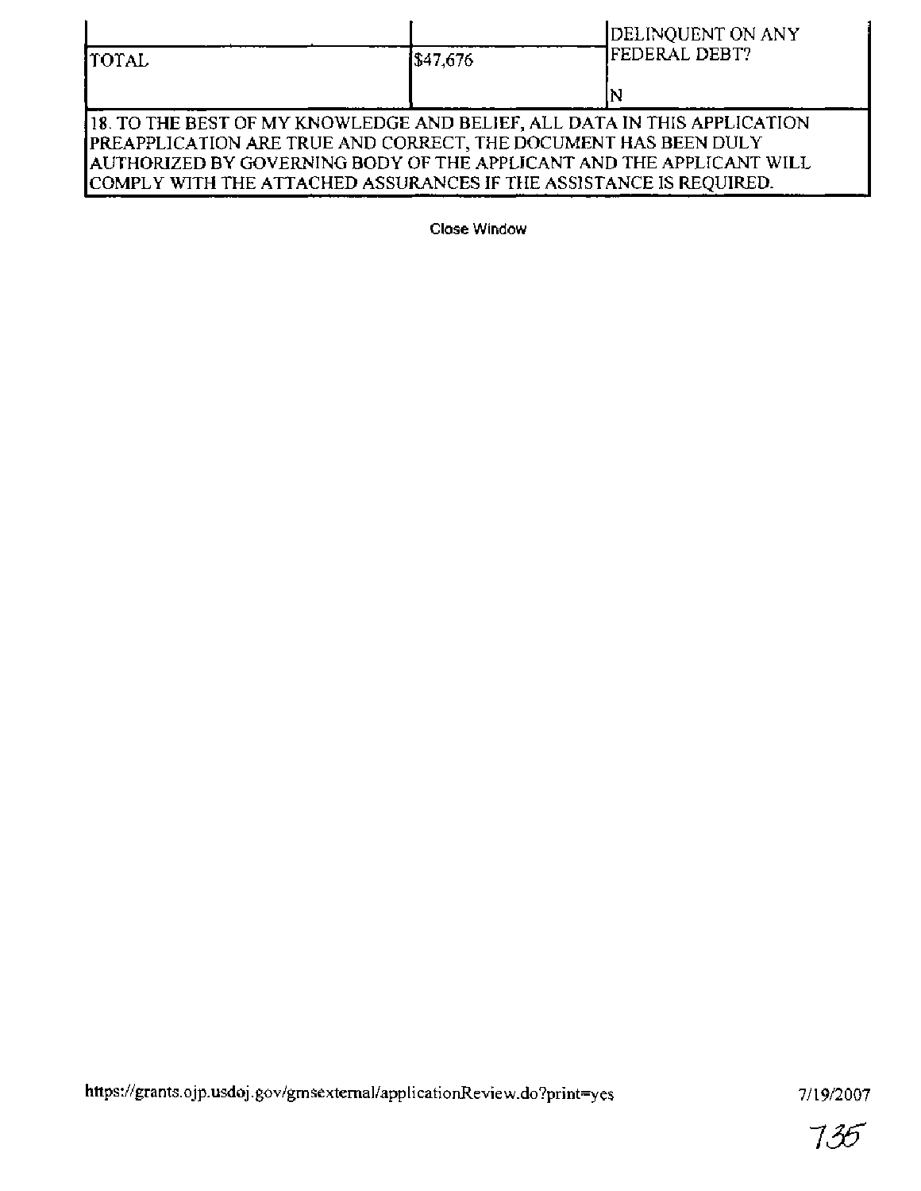| | | |
|---|---|---|
| TOTAL | $47,676 | DELINQUENT ON ANY FEDERAL DEBT?<br><br>N |
| 18. TO THE BEST OF MY KNOWLEDGE AND BELIEF, ALL DATA IN THIS APPLICATION PREAPPLICATION ARE TRUE AND CORRECT, THE DOCUMENT HAS BEEN DULY AUTHORIZED BY GOVERNING BODY OF THE APPLICANT AND THE APPLICANT WILL COMPLY WITH THE ATTACHED ASSURANCES IF THE ASSISTANCE IS REQUIRED. | | |

Close Window

https://grants.ojp.usdoj.gov/gmsexternal/applicationReview.do?print=yes 7/19/2007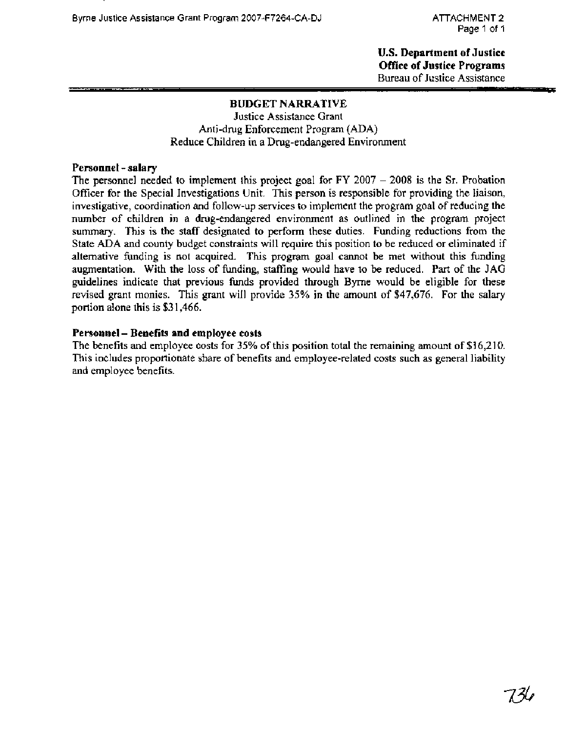**U.S. Department of Justice**
**Office of Justice Programs**
Bureau of Justice Assistance

## BUDGET NARRATIVE

Justice Assistance Grant
Anti-drug Enforcement Program (ADA)
Reduce Children in a Drug-endangered Environment

### Personnel - salary

The personnel needed to implement this project goal for FY 2007 – 2008 is the Sr. Probation Officer for the Special Investigations Unit. This person is responsible for providing the liaison, investigative, coordination and follow-up services to implement the program goal of reducing the number of children in a drug-endangered environment as outlined in the program project summary. This is the staff designated to perform these duties. Funding reductions from the State ADA and county budget constraints will require this position to be reduced or eliminated if alternative funding is not acquired. This program goal cannot be met without this funding augmentation. With the loss of funding, staffing would have to be reduced. Part of the JAG guidelines indicate that previous funds provided through Byrne would be eligible for these revised grant monies. This grant will provide 35% in the amount of $47,676. For the salary portion alone this is $31,466.

### Personnel – Benefits and employee costs

The benefits and employee costs for 35% of this position total the remaining amount of $16,210. This includes proportionate share of benefits and employee-related costs such as general liability and employee benefits.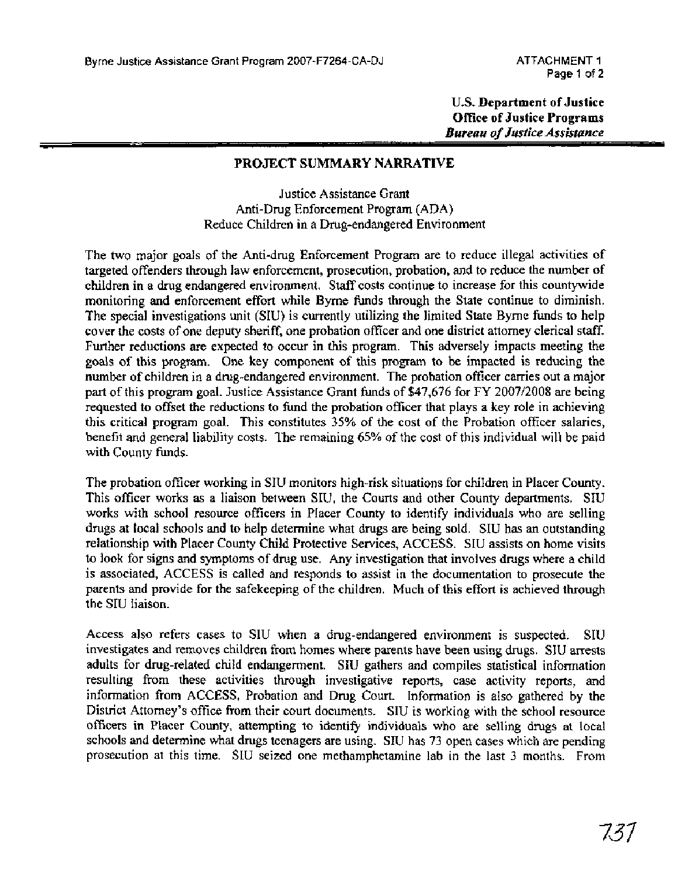U.S. Department of Justice
Office of Justice Programs
*Bureau of Justice Assistance*

## PROJECT SUMMARY NARRATIVE

Justice Assistance Grant
Anti-Drug Enforcement Program (ADA)
Reduce Children in a Drug-endangered Environment

The two major goals of the Anti-drug Enforcement Program are to reduce illegal activities of targeted offenders through law enforcement, prosecution, probation, and to reduce the number of children in a drug endangered environment. Staff costs continue to increase for this countywide monitoring and enforcement effort while Byrne funds through the State continue to diminish. The special investigations unit (SIU) is currently utilizing the limited State Byrne funds to help cover the costs of one deputy sheriff, one probation officer and one district attorney clerical staff. Further reductions are expected to occur in this program. This adversely impacts meeting the goals of this program. One key component of this program to be impacted is reducing the number of children in a drug-endangered environment. The probation officer carries out a major part of this program goal. Justice Assistance Grant funds of $47,676 for FY 2007/2008 are being requested to offset the reductions to fund the probation officer that plays a key role in achieving this critical program goal. This constitutes 35% of the cost of the Probation officer salaries, benefit and general liability costs. The remaining 65% of the cost of this individual will be paid with County funds.

The probation officer working in SIU monitors high-risk situations for children in Placer County. This officer works as a liaison between SIU, the Courts and other County departments. SIU works with school resource officers in Placer County to identify individuals who are selling drugs at local schools and to help determine what drugs are being sold. SIU has an outstanding relationship with Placer County Child Protective Services, ACCESS. SIU assists on home visits to look for signs and symptoms of drug use. Any investigation that involves drugs where a child is associated, ACCESS is called and responds to assist in the documentation to prosecute the parents and provide for the safekeeping of the children. Much of this effort is achieved through the SIU liaison.

Access also refers cases to SIU when a drug-endangered environment is suspected. SIU investigates and removes children from homes where parents have been using drugs. SIU arrests adults for drug-related child endangerment. SIU gathers and compiles statistical information resulting from these activities through investigative reports, case activity reports, and information from ACCESS, Probation and Drug Court. Information is also gathered by the District Attorney's office from their court documents. SIU is working with the school resource officers in Placer County, attempting to identify individuals who are selling drugs at local schools and determine what drugs teenagers are using. SIU has 73 open cases which are pending prosecution at this time. SIU seized one methamphetamine lab in the last 3 months. From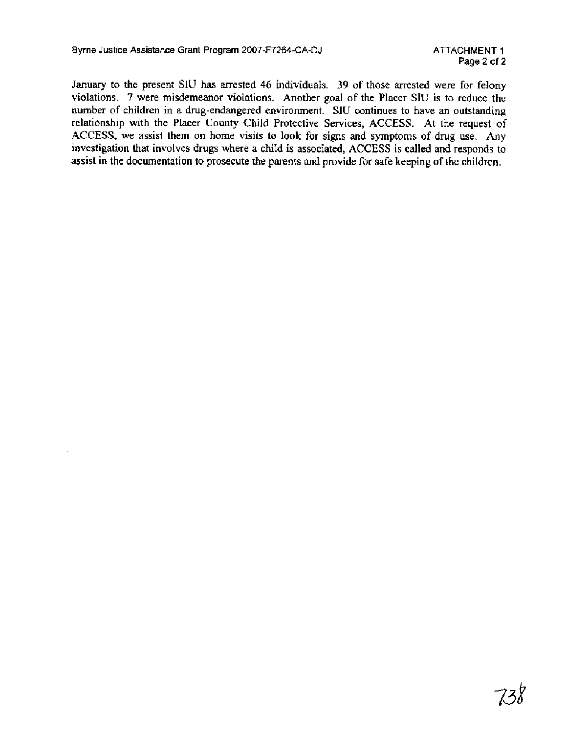January to the present SIU has arrested 46 individuals. 39 of those arrested were for felony violations. 7 were misdemeanor violations. Another goal of the Placer SIU is to reduce the number of children in a drug-endangered environment. SIU continues to have an outstanding relationship with the Placer County Child Protective Services, ACCESS. At the request of ACCESS, we assist them on home visits to look for signs and symptoms of drug use. Any investigation that involves drugs where a child is associated, ACCESS is called and responds to assist in the documentation to prosecute the parents and provide for safe keeping of the children.